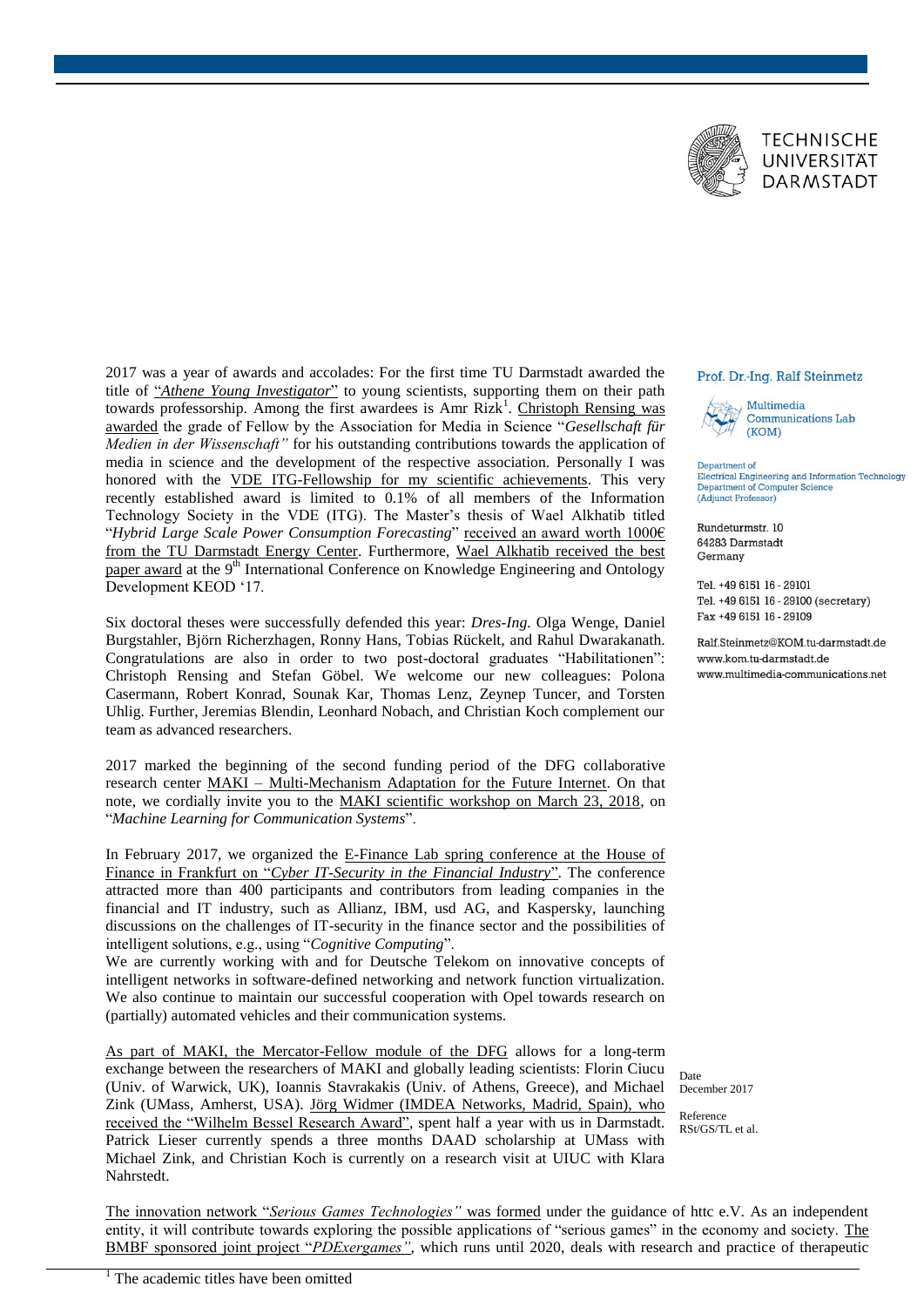TECHNISCHE UNIVERSITÄT DARMSTADT

Prof. Dr.-Ing. Ralf Steinmetz

Multimedia Communications Lab (KOM)

Department of Electrical Engineering and Information Technology
Department of Computer Science (Adjunct Professor)

Rundeturmstr. 10
64283 Darmstadt
Germany

Tel. +49 6151 16 - 29101
Tel. +49 6151 16 - 29100 (secretary)
Fax +49 6151 16 - 29109

Ralf.Steinmetz@KOM.tu-darmstadt.de
www.kom.tu-darmstadt.de
www.multimedia-communications.net

Date
December 2017

Reference
RSt/GS/TL et al.

2017 was a year of awards and accolades: For the first time TU Darmstadt awarded the title of "*Athene Young Investigator*" to young scientists, supporting them on their path towards professorship. Among the first awardees is Amr Rizk[1]. Christoph Rensing was awarded the grade of Fellow by the Association for Media in Science "*Gesellschaft für Medien in der Wissenschaft"* for his outstanding contributions towards the application of media in science and the development of the respective association. Personally I was honored with the VDE ITG-Fellowship for my scientific achievements. This very recently established award is limited to 0.1% of all members of the Information Technology Society in the VDE (ITG). The Master's thesis of Wael Alkhatib titled "*Hybrid Large Scale Power Consumption Forecasting*" received an award worth 1000€ from the TU Darmstadt Energy Center. Furthermore, Wael Alkhatib received the best paper award at the 9th International Conference on Knowledge Engineering and Ontology Development KEOD '17.

Six doctoral theses were successfully defended this year: *Dres-Ing.* Olga Wenge, Daniel Burgstahler, Björn Richerzhagen, Ronny Hans, Tobias Rückelt, and Rahul Dwarakanath. Congratulations are also in order to two post-doctoral graduates "Habilitationen": Christoph Rensing and Stefan Göbel. We welcome our new colleagues: Polona Casermann, Robert Konrad, Sounak Kar, Thomas Lenz, Zeynep Tuncer, and Torsten Uhlig. Further, Jeremias Blendin, Leonhard Nobach, and Christian Koch complement our team as advanced researchers.

2017 marked the beginning of the second funding period of the DFG collaborative research center MAKI – Multi-Mechanism Adaptation for the Future Internet. On that note, we cordially invite you to the MAKI scientific workshop on March 23, 2018, on "*Machine Learning for Communication Systems*".

In February 2017, we organized the E-Finance Lab spring conference at the House of Finance in Frankfurt on "*Cyber IT-Security in the Financial Industry*". The conference attracted more than 400 participants and contributors from leading companies in the financial and IT industry, such as Allianz, IBM, usd AG, and Kaspersky, launching discussions on the challenges of IT-security in the finance sector and the possibilities of intelligent solutions, e.g., using "*Cognitive Computing*".
We are currently working with and for Deutsche Telekom on innovative concepts of intelligent networks in software-defined networking and network function virtualization. We also continue to maintain our successful cooperation with Opel towards research on (partially) automated vehicles and their communication systems.

As part of MAKI, the Mercator-Fellow module of the DFG allows for a long-term exchange between the researchers of MAKI and globally leading scientists: Florin Ciucu (Univ. of Warwick, UK), Ioannis Stavrakakis (Univ. of Athens, Greece), and Michael Zink (UMass, Amherst, USA). Jörg Widmer (IMDEA Networks, Madrid, Spain), who received the "Wilhelm Bessel Research Award", spent half a year with us in Darmstadt. Patrick Lieser currently spends a three months DAAD scholarship at UMass with Michael Zink, and Christian Koch is currently on a research visit at UIUC with Klara Nahrstedt.

The innovation network "*Serious Games Technologies"* was formed under the guidance of httc e.V. As an independent entity, it will contribute towards exploring the possible applications of "serious games" in the economy and society. The BMBF sponsored joint project "*PDExergames"*, which runs until 2020, deals with research and practice of therapeutic

[1] The academic titles have been omitted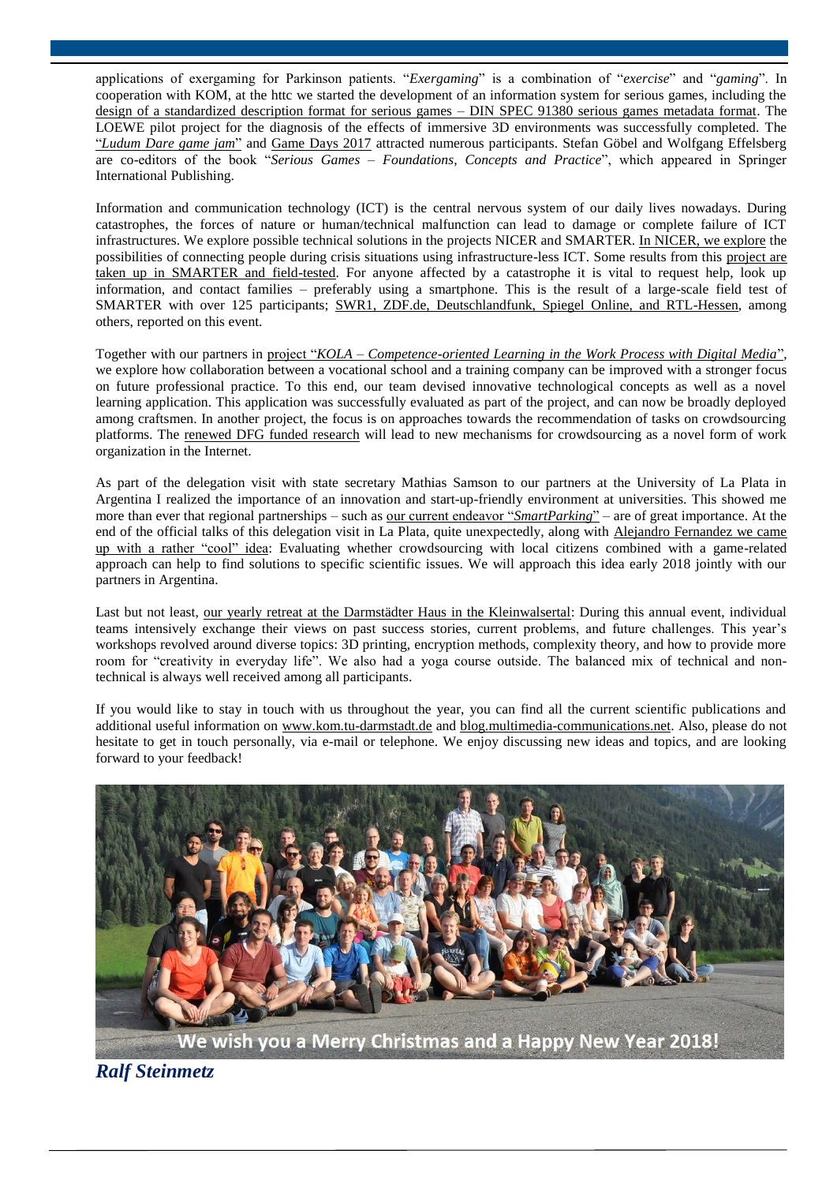applications of exergaming for Parkinson patients. "*Exergaming*" is a combination of "*exercise*" and "*gaming*". In cooperation with KOM, at the httc we started the development of an information system for serious games, including the design of a standardized description format for serious games – DIN SPEC 91380 serious games metadata format. The LOEWE pilot project for the diagnosis of the effects of immersive 3D environments was successfully completed. The "*Ludum Dare game jam*" and Game Days 2017 attracted numerous participants. Stefan Göbel and Wolfgang Effelsberg are co-editors of the book "*Serious Games – Foundations, Concepts and Practice*", which appeared in Springer International Publishing.

Information and communication technology (ICT) is the central nervous system of our daily lives nowadays. During catastrophes, the forces of nature or human/technical malfunction can lead to damage or complete failure of ICT infrastructures. We explore possible technical solutions in the projects NICER and SMARTER. In NICER, we explore the possibilities of connecting people during crisis situations using infrastructure-less ICT. Some results from this project are taken up in SMARTER and field-tested. For anyone affected by a catastrophe it is vital to request help, look up information, and contact families – preferably using a smartphone. This is the result of a large-scale field test of SMARTER with over 125 participants; SWR1, ZDF.de, Deutschlandfunk, Spiegel Online, and RTL-Hessen, among others, reported on this event.

Together with our partners in project "*KOLA – Competence-oriented Learning in the Work Process with Digital Media*", we explore how collaboration between a vocational school and a training company can be improved with a stronger focus on future professional practice. To this end, our team devised innovative technological concepts as well as a novel learning application. This application was successfully evaluated as part of the project, and can now be broadly deployed among craftsmen. In another project, the focus is on approaches towards the recommendation of tasks on crowdsourcing platforms. The renewed DFG funded research will lead to new mechanisms for crowdsourcing as a novel form of work organization in the Internet.

As part of the delegation visit with state secretary Mathias Samson to our partners at the University of La Plata in Argentina I realized the importance of an innovation and start-up-friendly environment at universities. This showed me more than ever that regional partnerships – such as our current endeavor "*SmartParking*" – are of great importance. At the end of the official talks of this delegation visit in La Plata, quite unexpectedly, along with Alejandro Fernandez we came up with a rather "cool" idea: Evaluating whether crowdsourcing with local citizens combined with a game-related approach can help to find solutions to specific scientific issues. We will approach this idea early 2018 jointly with our partners in Argentina.

Last but not least, our yearly retreat at the Darmstädter Haus in the Kleinwalsertal: During this annual event, individual teams intensively exchange their views on past success stories, current problems, and future challenges. This year's workshops revolved around diverse topics: 3D printing, encryption methods, complexity theory, and how to provide more room for "creativity in everyday life". We also had a yoga course outside. The balanced mix of technical and non-technical is always well received among all participants.

If you would like to stay in touch with us throughout the year, you can find all the current scientific publications and additional useful information on www.kom.tu-darmstadt.de and blog.multimedia-communications.net. Also, please do not hesitate to get in touch personally, via e-mail or telephone. We enjoy discussing new ideas and topics, and are looking forward to your feedback!

We wish you a Merry Christmas and a Happy New Year 2018!

***Ralf Steinmetz***